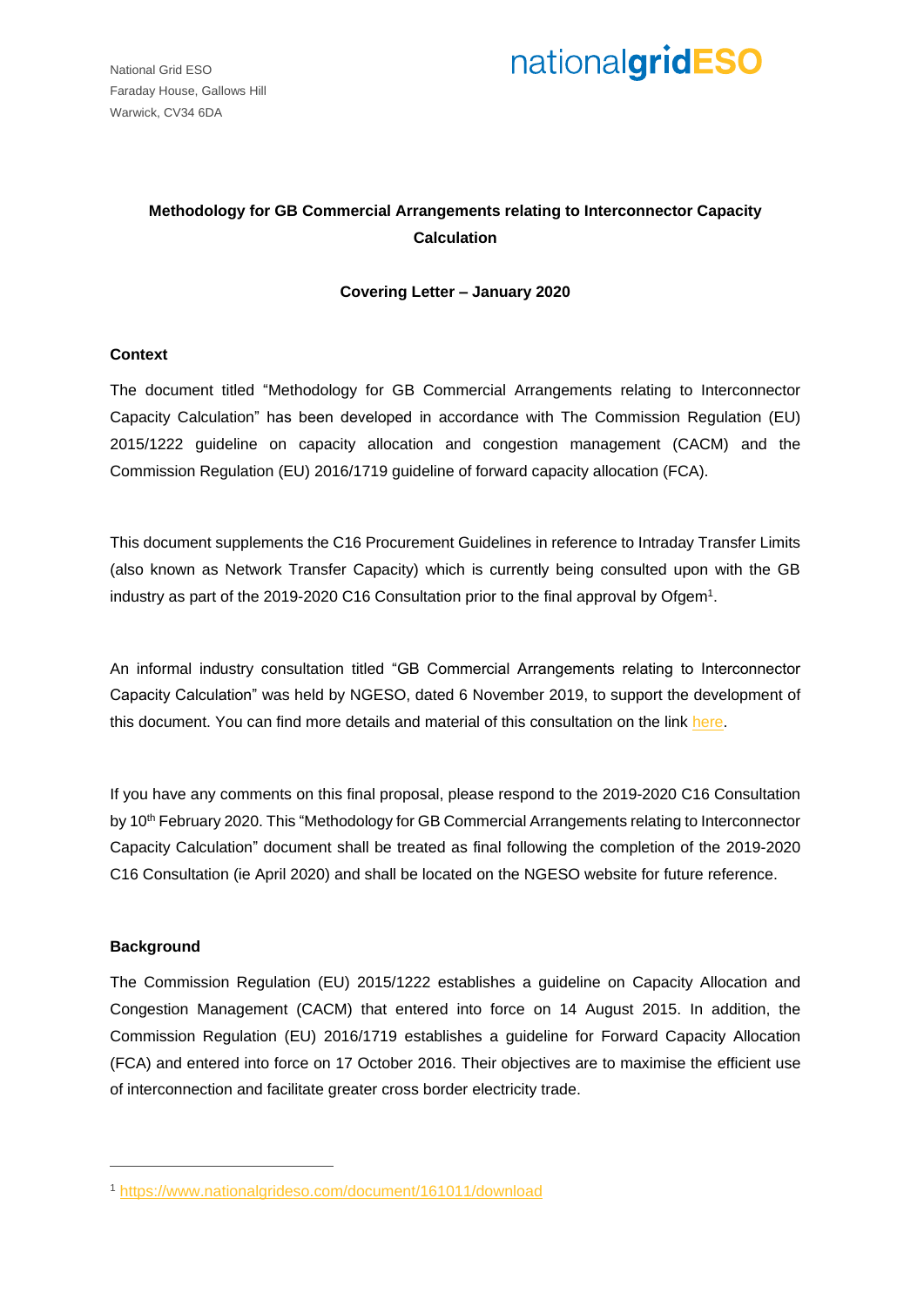National Grid ESO
Faraday House, Gallows Hill
Warwick, CV34 6DA

nationalgridESO

**Methodology for GB Commercial Arrangements relating to Interconnector Capacity Calculation**

**Covering Letter – January 2020**

### Context

The document titled "Methodology for GB Commercial Arrangements relating to Interconnector Capacity Calculation" has been developed in accordance with The Commission Regulation (EU) 2015/1222 guideline on capacity allocation and congestion management (CACM) and the Commission Regulation (EU) 2016/1719 guideline of forward capacity allocation (FCA).

This document supplements the C16 Procurement Guidelines in reference to Intraday Transfer Limits (also known as Network Transfer Capacity) which is currently being consulted upon with the GB industry as part of the 2019-2020 C16 Consultation prior to the final approval by Ofgem[1].

An informal industry consultation titled "GB Commercial Arrangements relating to Interconnector Capacity Calculation" was held by NGESO, dated 6 November 2019, to support the development of this document. You can find more details and material of this consultation on the link here.

If you have any comments on this final proposal, please respond to the 2019-2020 C16 Consultation by 10th February 2020. This "Methodology for GB Commercial Arrangements relating to Interconnector Capacity Calculation" document shall be treated as final following the completion of the 2019-2020 C16 Consultation (ie April 2020) and shall be located on the NGESO website for future reference.

### Background

The Commission Regulation (EU) 2015/1222 establishes a guideline on Capacity Allocation and Congestion Management (CACM) that entered into force on 14 August 2015. In addition, the Commission Regulation (EU) 2016/1719 establishes a guideline for Forward Capacity Allocation (FCA) and entered into force on 17 October 2016. Their objectives are to maximise the efficient use of interconnection and facilitate greater cross border electricity trade.

---

[1] https://www.nationalgrideso.com/document/161011/download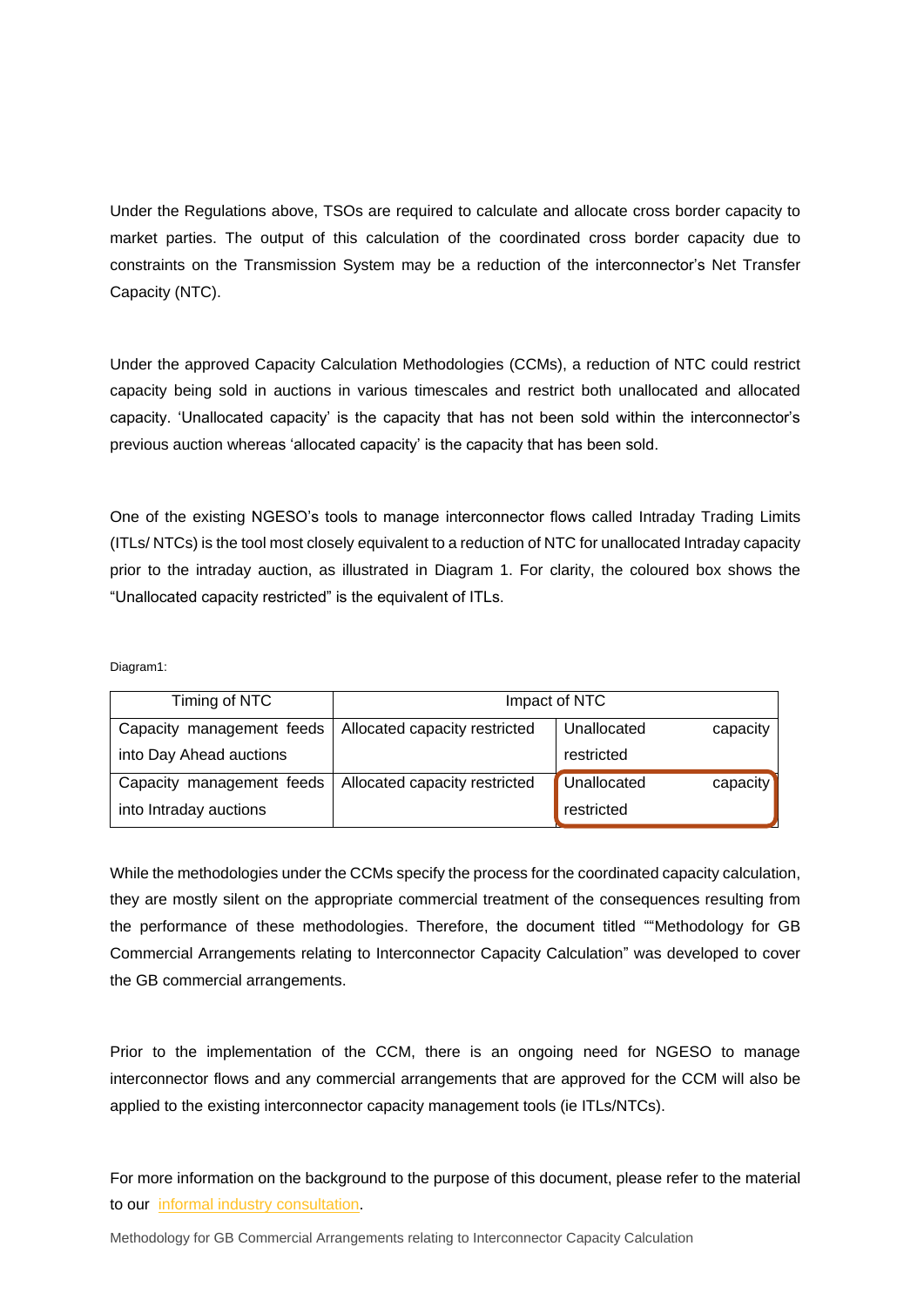Under the Regulations above, TSOs are required to calculate and allocate cross border capacity to market parties. The output of this calculation of the coordinated cross border capacity due to constraints on the Transmission System may be a reduction of the interconnector's Net Transfer Capacity (NTC).

Under the approved Capacity Calculation Methodologies (CCMs), a reduction of NTC could restrict capacity being sold in auctions in various timescales and restrict both unallocated and allocated capacity. 'Unallocated capacity' is the capacity that has not been sold within the interconnector's previous auction whereas 'allocated capacity' is the capacity that has been sold.

One of the existing NGESO's tools to manage interconnector flows called Intraday Trading Limits (ITLs/ NTCs) is the tool most closely equivalent to a reduction of NTC for unallocated Intraday capacity prior to the intraday auction, as illustrated in Diagram 1. For clarity, the coloured box shows the "Unallocated capacity restricted" is the equivalent of ITLs.

Diagram1:

| Timing of NTC | Impact of NTC | |
|---|---|---|
| Capacity management feeds into Day Ahead auctions | Allocated capacity restricted | Unallocated capacity restricted |
| Capacity management feeds into Intraday auctions | Allocated capacity restricted | Unallocated capacity restricted |

While the methodologies under the CCMs specify the process for the coordinated capacity calculation, they are mostly silent on the appropriate commercial treatment of the consequences resulting from the performance of these methodologies. Therefore, the document titled ""Methodology for GB Commercial Arrangements relating to Interconnector Capacity Calculation" was developed to cover the GB commercial arrangements.

Prior to the implementation of the CCM, there is an ongoing need for NGESO to manage interconnector flows and any commercial arrangements that are approved for the CCM will also be applied to the existing interconnector capacity management tools (ie ITLs/NTCs).

For more information on the background to the purpose of this document, please refer to the material to our informal industry consultation.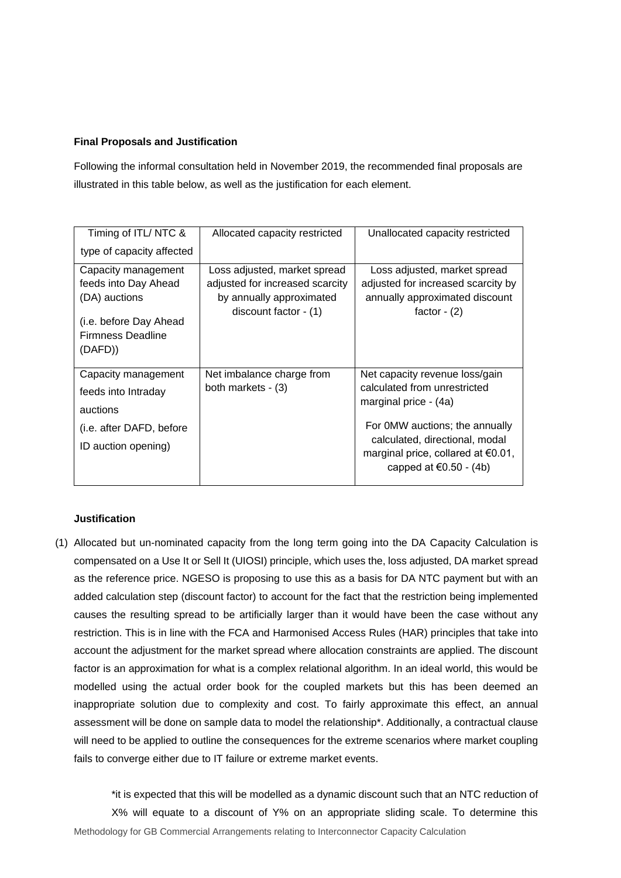**Final Proposals and Justification**

Following the informal consultation held in November 2019, the recommended final proposals are illustrated in this table below, as well as the justification for each element.

| Timing of ITL/ NTC & type of capacity affected | Allocated capacity restricted | Unallocated capacity restricted |
|---|---|---|
| Capacity management feeds into Day Ahead (DA) auctions<br><br>(i.e. before Day Ahead Firmness Deadline (DAFD)) | Loss adjusted, market spread adjusted for increased scarcity by annually approximated discount factor - (1) | Loss adjusted, market spread adjusted for increased scarcity by annually approximated discount factor - (2) |
| Capacity management feeds into Intraday auctions<br><br>(i.e. after DAFD, before ID auction opening) | Net imbalance charge from both markets - (3) | Net capacity revenue loss/gain calculated from unrestricted marginal price - (4a)<br><br>For 0MW auctions; the annually calculated, directional, modal marginal price, collared at €0.01, capped at €0.50 - (4b) |

**Justification**

(1) Allocated but un-nominated capacity from the long term going into the DA Capacity Calculation is compensated on a Use It or Sell It (UIOSI) principle, which uses the, loss adjusted, DA market spread as the reference price. NGESO is proposing to use this as a basis for DA NTC payment but with an added calculation step (discount factor) to account for the fact that the restriction being implemented causes the resulting spread to be artificially larger than it would have been the case without any restriction. This is in line with the FCA and Harmonised Access Rules (HAR) principles that take into account the adjustment for the market spread where allocation constraints are applied. The discount factor is an approximation for what is a complex relational algorithm. In an ideal world, this would be modelled using the actual order book for the coupled markets but this has been deemed an inappropriate solution due to complexity and cost. To fairly approximate this effect, an annual assessment will be done on sample data to model the relationship*. Additionally, a contractual clause will need to be applied to outline the consequences for the extreme scenarios where market coupling fails to converge either due to IT failure or extreme market events.

*it is expected that this will be modelled as a dynamic discount such that an NTC reduction of X% will equate to a discount of Y% on an appropriate sliding scale. To determine this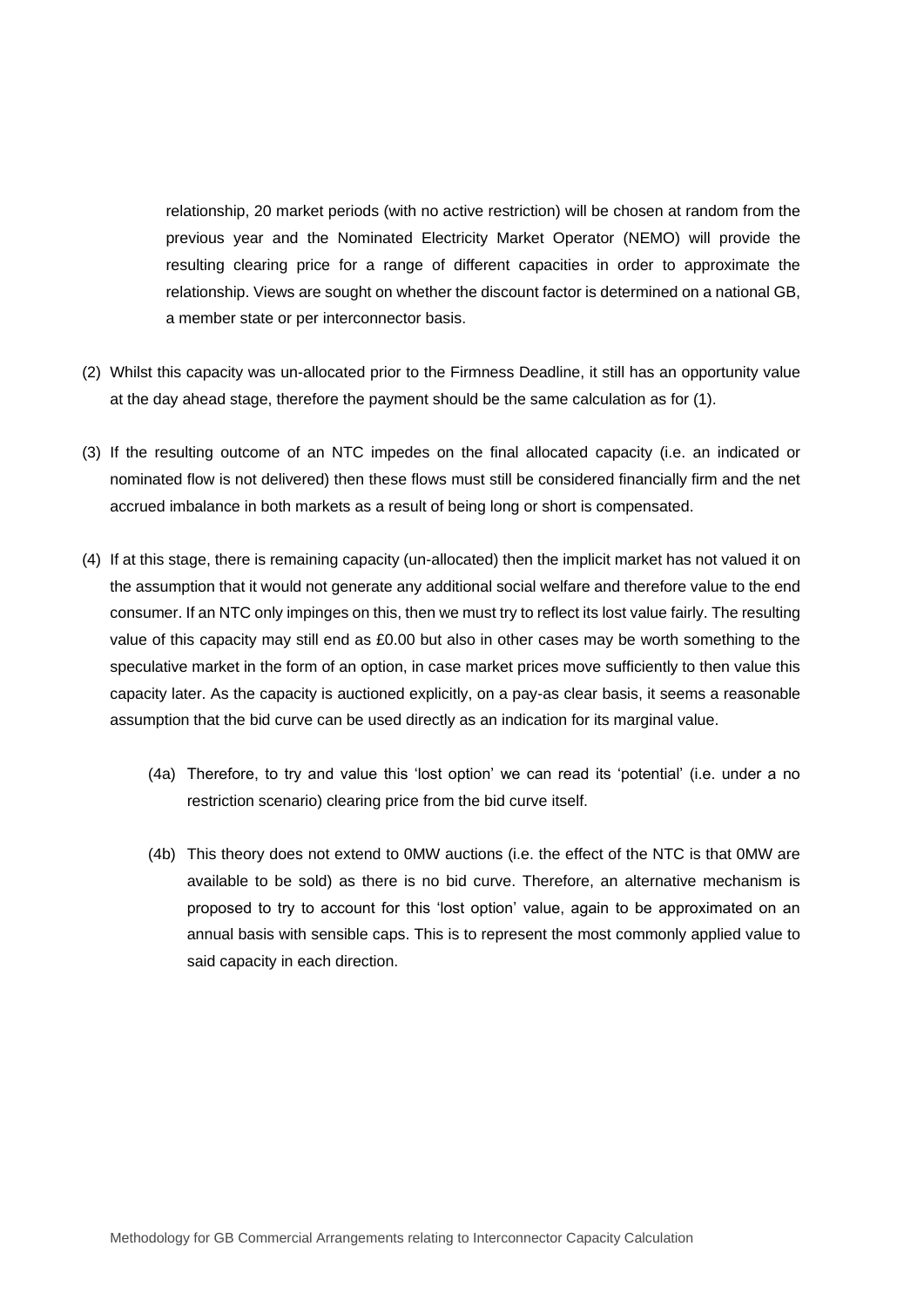relationship, 20 market periods (with no active restriction) will be chosen at random from the previous year and the Nominated Electricity Market Operator (NEMO) will provide the resulting clearing price for a range of different capacities in order to approximate the relationship. Views are sought on whether the discount factor is determined on a national GB, a member state or per interconnector basis.

(2) Whilst this capacity was un-allocated prior to the Firmness Deadline, it still has an opportunity value at the day ahead stage, therefore the payment should be the same calculation as for (1).

(3) If the resulting outcome of an NTC impedes on the final allocated capacity (i.e. an indicated or nominated flow is not delivered) then these flows must still be considered financially firm and the net accrued imbalance in both markets as a result of being long or short is compensated.

(4) If at this stage, there is remaining capacity (un-allocated) then the implicit market has not valued it on the assumption that it would not generate any additional social welfare and therefore value to the end consumer. If an NTC only impinges on this, then we must try to reflect its lost value fairly. The resulting value of this capacity may still end as £0.00 but also in other cases may be worth something to the speculative market in the form of an option, in case market prices move sufficiently to then value this capacity later. As the capacity is auctioned explicitly, on a pay-as clear basis, it seems a reasonable assumption that the bid curve can be used directly as an indication for its marginal value.

(4a) Therefore, to try and value this 'lost option' we can read its 'potential' (i.e. under a no restriction scenario) clearing price from the bid curve itself.

(4b) This theory does not extend to 0MW auctions (i.e. the effect of the NTC is that 0MW are available to be sold) as there is no bid curve. Therefore, an alternative mechanism is proposed to try to account for this 'lost option' value, again to be approximated on an annual basis with sensible caps. This is to represent the most commonly applied value to said capacity in each direction.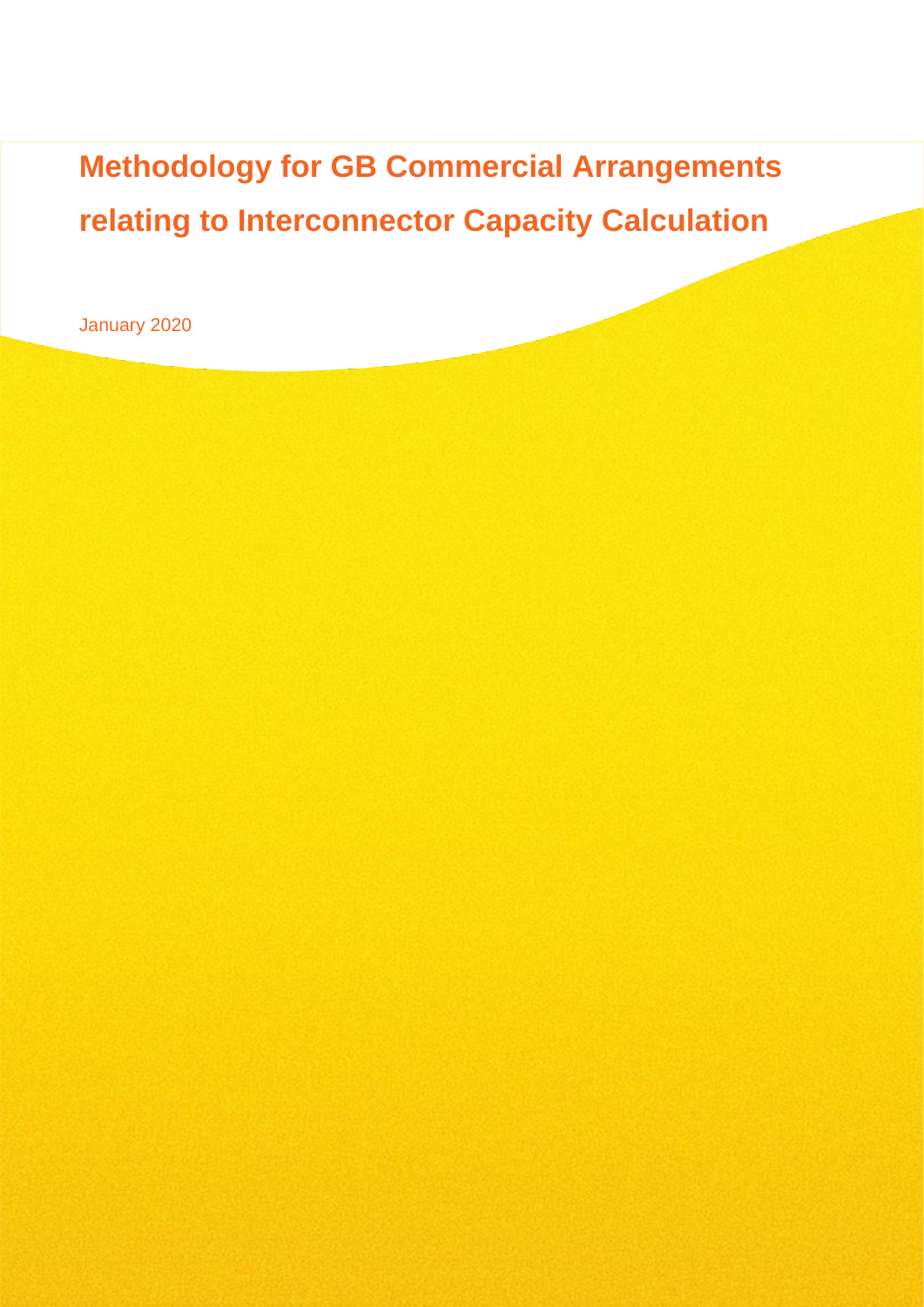# Methodology for GB Commercial Arrangements relating to Interconnector Capacity Calculation

January 2020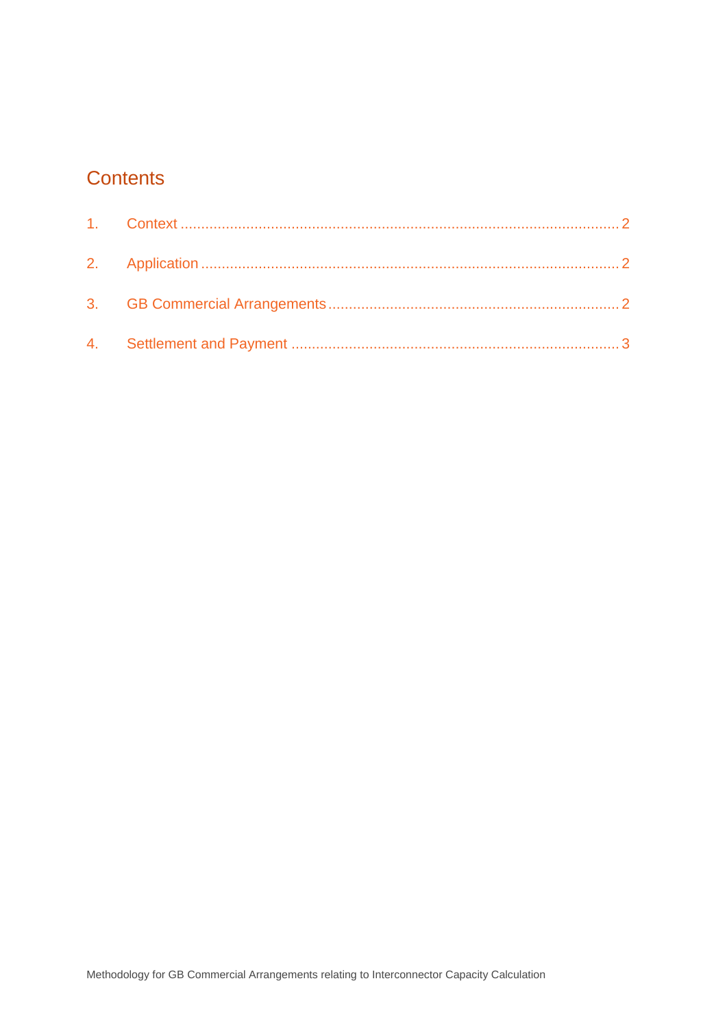## Contents

1. Context ........................................................................................................ 2
2. Application .................................................................................................. 2
3. GB Commercial Arrangements ..................................................................... 2
4. Settlement and Payment .............................................................................. 3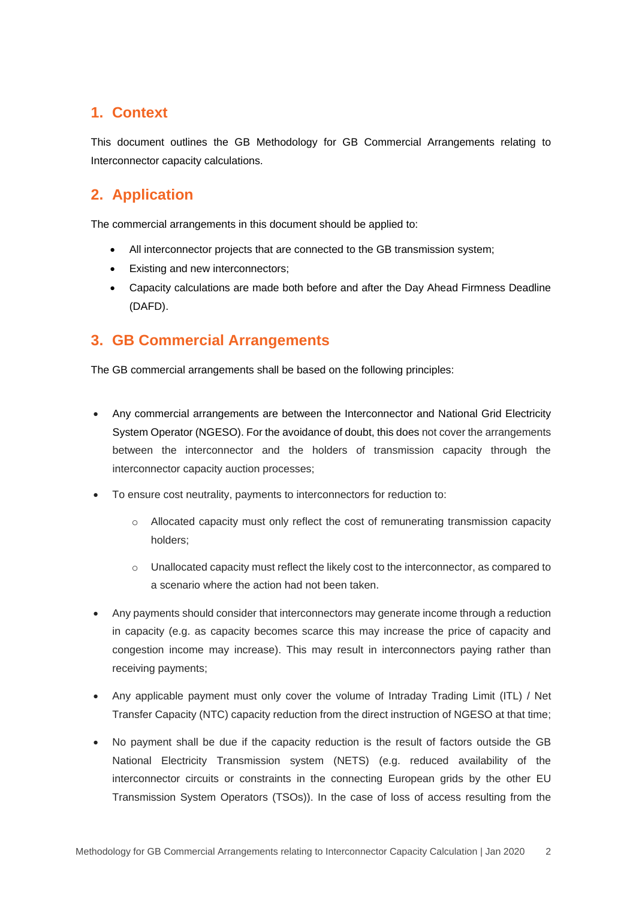## 1. Context

This document outlines the GB Methodology for GB Commercial Arrangements relating to Interconnector capacity calculations.

## 2. Application

The commercial arrangements in this document should be applied to:

- All interconnector projects that are connected to the GB transmission system;
- Existing and new interconnectors;
- Capacity calculations are made both before and after the Day Ahead Firmness Deadline (DAFD).

## 3. GB Commercial Arrangements

The GB commercial arrangements shall be based on the following principles:

- Any commercial arrangements are between the Interconnector and National Grid Electricity System Operator (NGESO). For the avoidance of doubt, this does not cover the arrangements between the interconnector and the holders of transmission capacity through the interconnector capacity auction processes;
- To ensure cost neutrality, payments to interconnectors for reduction to:
  - Allocated capacity must only reflect the cost of remunerating transmission capacity holders;
  - Unallocated capacity must reflect the likely cost to the interconnector, as compared to a scenario where the action had not been taken.
- Any payments should consider that interconnectors may generate income through a reduction in capacity (e.g. as capacity becomes scarce this may increase the price of capacity and congestion income may increase). This may result in interconnectors paying rather than receiving payments;
- Any applicable payment must only cover the volume of Intraday Trading Limit (ITL) / Net Transfer Capacity (NTC) capacity reduction from the direct instruction of NGESO at that time;
- No payment shall be due if the capacity reduction is the result of factors outside the GB National Electricity Transmission system (NETS) (e.g. reduced availability of the interconnector circuits or constraints in the connecting European grids by the other EU Transmission System Operators (TSOs)). In the case of loss of access resulting from the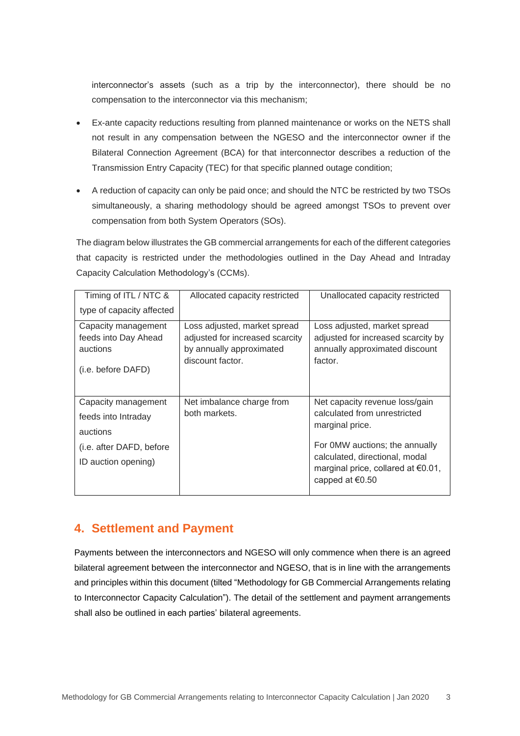interconnector's assets (such as a trip by the interconnector), there should be no compensation to the interconnector via this mechanism;

- Ex-ante capacity reductions resulting from planned maintenance or works on the NETS shall not result in any compensation between the NGESO and the interconnector owner if the Bilateral Connection Agreement (BCA) for that interconnector describes a reduction of the Transmission Entry Capacity (TEC) for that specific planned outage condition;
- A reduction of capacity can only be paid once; and should the NTC be restricted by two TSOs simultaneously, a sharing methodology should be agreed amongst TSOs to prevent over compensation from both System Operators (SOs).

The diagram below illustrates the GB commercial arrangements for each of the different categories that capacity is restricted under the methodologies outlined in the Day Ahead and Intraday Capacity Calculation Methodology's (CCMs).

| Timing of ITL / NTC & type of capacity affected | Allocated capacity restricted | Unallocated capacity restricted |
|---|---|---|
| Capacity management feeds into Day Ahead auctions<br><br>(i.e. before DAFD) | Loss adjusted, market spread adjusted for increased scarcity by annually approximated discount factor. | Loss adjusted, market spread adjusted for increased scarcity by annually approximated discount factor. |
| Capacity management feeds into Intraday auctions<br><br>(i.e. after DAFD, before ID auction opening) | Net imbalance charge from both markets. | Net capacity revenue loss/gain calculated from unrestricted marginal price.<br><br>For 0MW auctions; the annually calculated, directional, modal marginal price, collared at €0.01, capped at €0.50 |

## 4. Settlement and Payment

Payments between the interconnectors and NGESO will only commence when there is an agreed bilateral agreement between the interconnector and NGESO, that is in line with the arrangements and principles within this document (tilted "Methodology for GB Commercial Arrangements relating to Interconnector Capacity Calculation"). The detail of the settlement and payment arrangements shall also be outlined in each parties' bilateral agreements.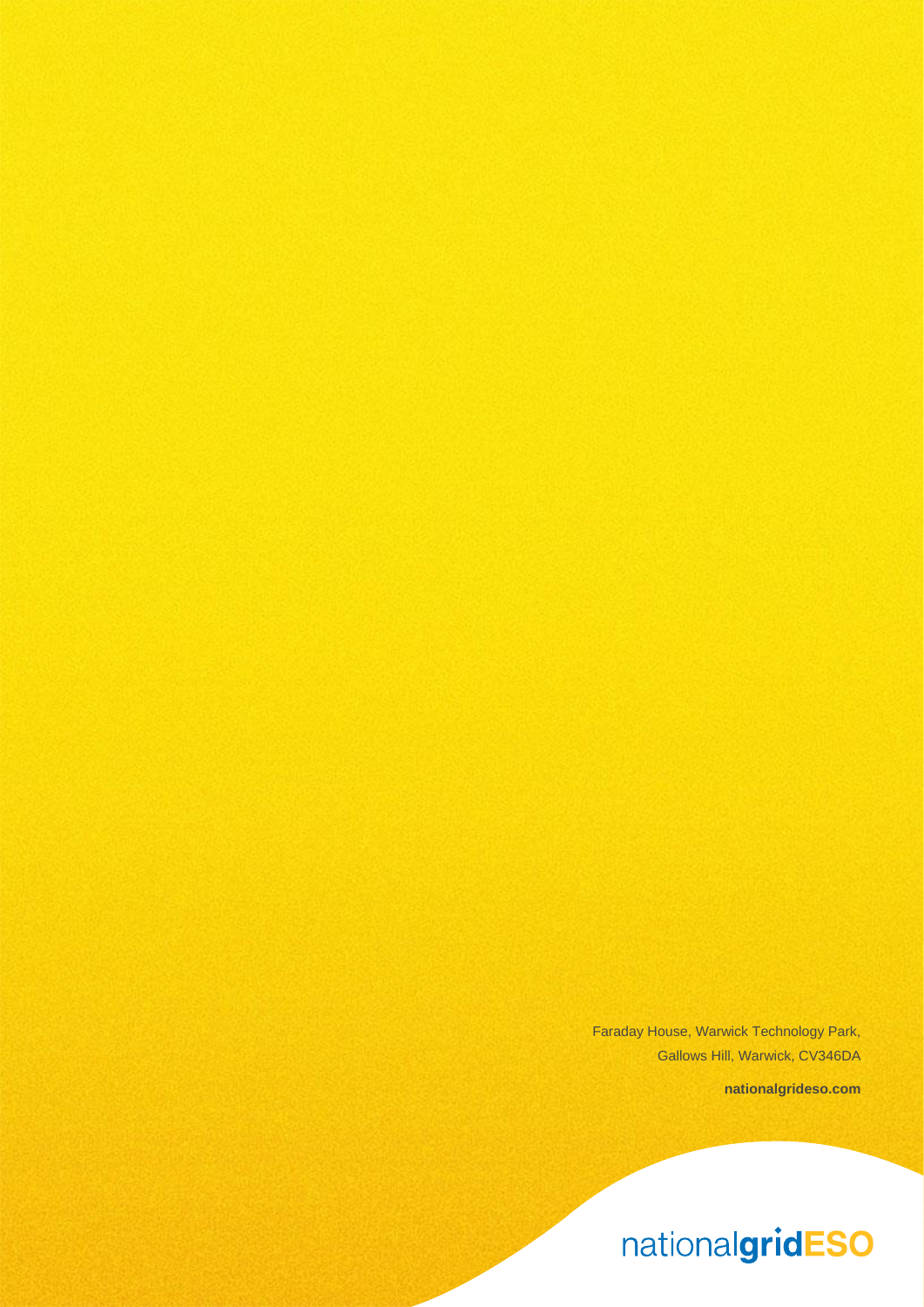Faraday House, Warwick Technology Park,
Gallows Hill, Warwick, CV346DA

**nationalgrideso.com**

nationalgridESO